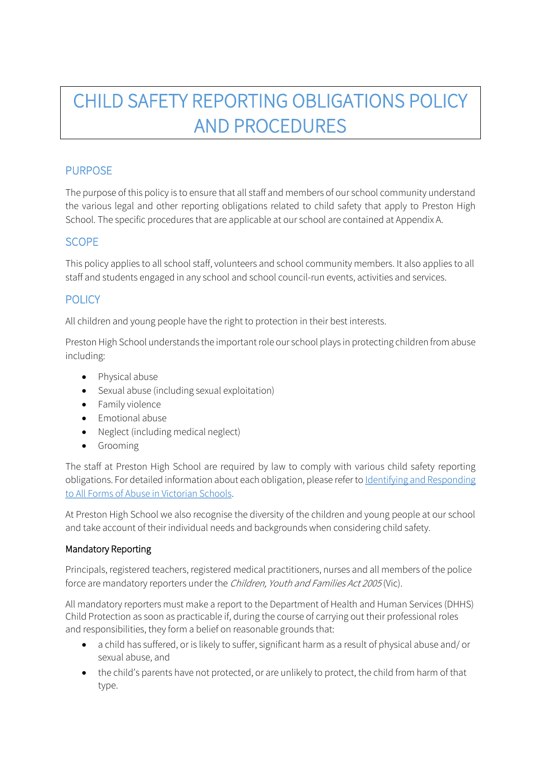# CHILD SAFETY REPORTING OBLIGATIONS POLICY AND PROCEDURES

## PURPOSE

The purpose of this policy is to ensure that all staff and members of our school community understand the various legal and other reporting obligations related to child safety that apply to Preston High School. The specific procedures that are applicable at our school are contained at Appendix A.

## SCOPE

This policy applies to all school staff, volunteers and school community members. It also applies to all staff and students engaged in any school and school council-run events, activities and services.

## POLICY

All children and young people have the right to protection in their best interests.

Preston High School understands the important role our school plays in protecting children from abuse including:

- Physical abuse
- Sexual abuse (including sexual exploitation)
- Family violence
- Emotional abuse
- Neglect (including medical neglect)
- Grooming

The staff at Preston High School are required by law to comply with various child safety reporting obligations. For detailed information about each obligation, please refer to [Identifying and Responding to All Forms of Abuse in Victorian Schools]().

At Preston High School we also recognise the diversity of the children and young people at our school and take account of their individual needs and backgrounds when considering child safety.

### Mandatory Reporting

Principals, registered teachers, registered medical practitioners, nurses and all members of the police force are mandatory reporters under the *Children, Youth and Families Act 2005* (Vic).

All mandatory reporters must make a report to the Department of Health and Human Services (DHHS) Child Protection as soon as practicable if, during the course of carrying out their professional roles and responsibilities, they form a belief on reasonable grounds that:

- a child has suffered, or is likely to suffer, significant harm as a result of physical abuse and/ or sexual abuse, and
- the child's parents have not protected, or are unlikely to protect, the child from harm of that type.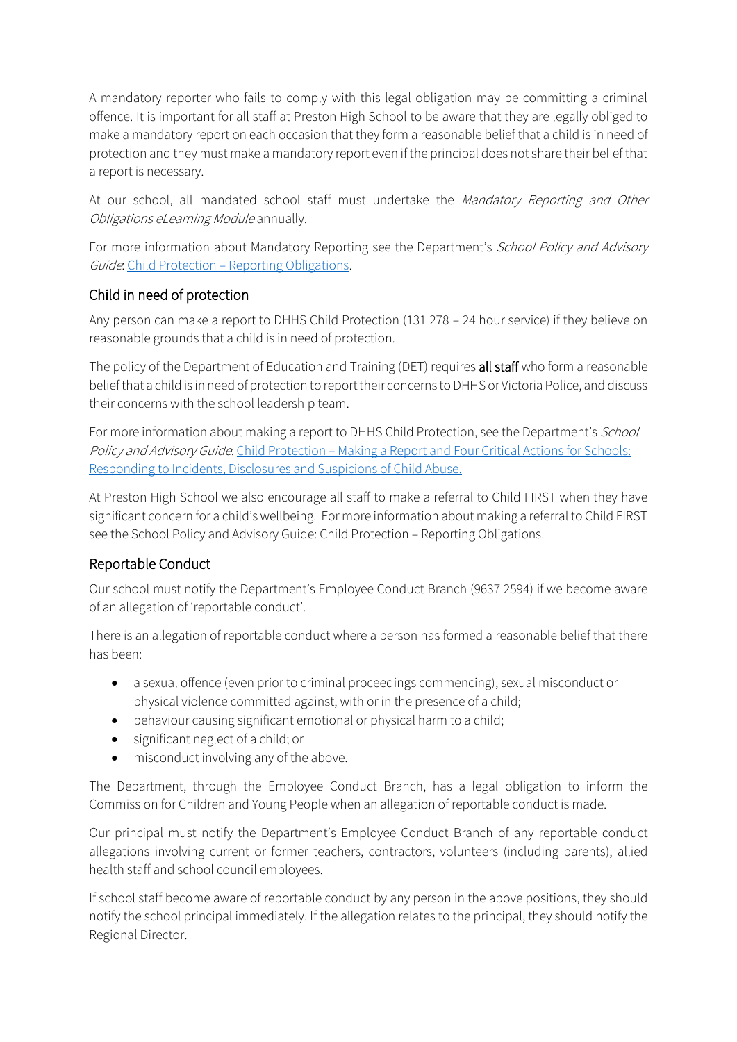A mandatory reporter who fails to comply with this legal obligation may be committing a criminal offence. It is important for all staff at Preston High School to be aware that they are legally obliged to make a mandatory report on each occasion that they form a reasonable belief that a child is in need of protection and they must make a mandatory report even if the principal does not share their belief that a report is necessary.

At our school, all mandated school staff must undertake the *Mandatory Reporting and Other Obligations eLearning Module* annually.

For more information about Mandatory Reporting see the Department's *School Policy and Advisory Guide*: Child Protection – Reporting Obligations.

## Child in need of protection

Any person can make a report to DHHS Child Protection (131 278 – 24 hour service) if they believe on reasonable grounds that a child is in need of protection.

The policy of the Department of Education and Training (DET) requires **all staff** who form a reasonable belief that a child is in need of protection to report their concerns to DHHS or Victoria Police, and discuss their concerns with the school leadership team.

For more information about making a report to DHHS Child Protection, see the Department's *School Policy and Advisory Guide*: Child Protection – Making a Report and Four Critical Actions for Schools: Responding to Incidents, Disclosures and Suspicions of Child Abuse.

At Preston High School we also encourage all staff to make a referral to Child FIRST when they have significant concern for a child's wellbeing. For more information about making a referral to Child FIRST see the School Policy and Advisory Guide: Child Protection – Reporting Obligations.

## Reportable Conduct

Our school must notify the Department's Employee Conduct Branch (9637 2594) if we become aware of an allegation of 'reportable conduct'.

There is an allegation of reportable conduct where a person has formed a reasonable belief that there has been:

- a sexual offence (even prior to criminal proceedings commencing), sexual misconduct or physical violence committed against, with or in the presence of a child;
- behaviour causing significant emotional or physical harm to a child;
- significant neglect of a child; or
- misconduct involving any of the above.

The Department, through the Employee Conduct Branch, has a legal obligation to inform the Commission for Children and Young People when an allegation of reportable conduct is made.

Our principal must notify the Department's Employee Conduct Branch of any reportable conduct allegations involving current or former teachers, contractors, volunteers (including parents), allied health staff and school council employees.

If school staff become aware of reportable conduct by any person in the above positions, they should notify the school principal immediately. If the allegation relates to the principal, they should notify the Regional Director.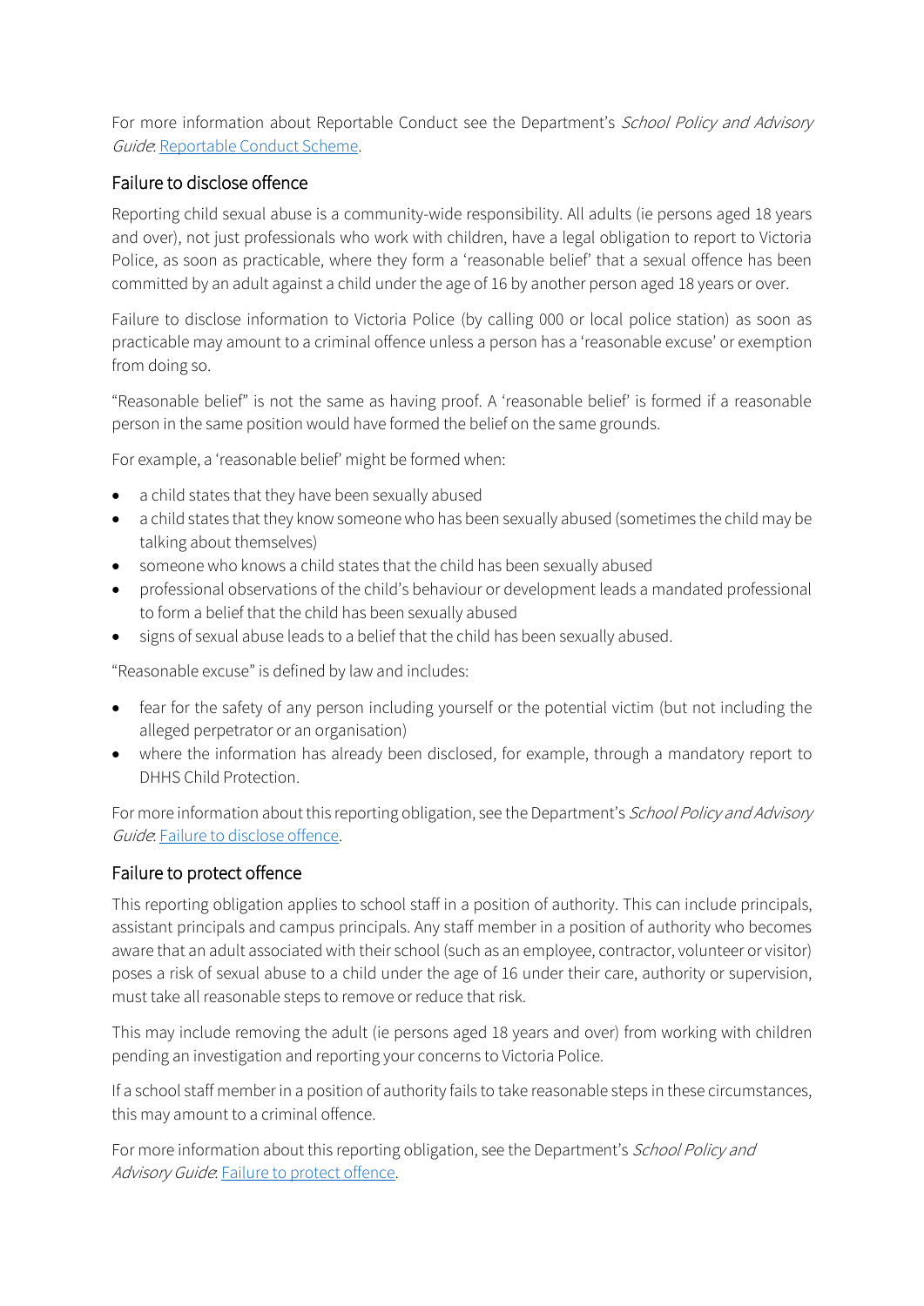For more information about Reportable Conduct see the Department's *School Policy and Advisory Guide*: [Reportable Conduct Scheme](Reportable Conduct Scheme).

## Failure to disclose offence

Reporting child sexual abuse is a community-wide responsibility. All adults (ie persons aged 18 years and over), not just professionals who work with children, have a legal obligation to report to Victoria Police, as soon as practicable, where they form a 'reasonable belief' that a sexual offence has been committed by an adult against a child under the age of 16 by another person aged 18 years or over.

Failure to disclose information to Victoria Police (by calling 000 or local police station) as soon as practicable may amount to a criminal offence unless a person has a 'reasonable excuse' or exemption from doing so.

"Reasonable belief" is not the same as having proof. A 'reasonable belief' is formed if a reasonable person in the same position would have formed the belief on the same grounds.

For example, a 'reasonable belief' might be formed when:

- a child states that they have been sexually abused
- a child states that they know someone who has been sexually abused (sometimes the child may be talking about themselves)
- someone who knows a child states that the child has been sexually abused
- professional observations of the child's behaviour or development leads a mandated professional to form a belief that the child has been sexually abused
- signs of sexual abuse leads to a belief that the child has been sexually abused.

"Reasonable excuse" is defined by law and includes:

- fear for the safety of any person including yourself or the potential victim (but not including the alleged perpetrator or an organisation)
- where the information has already been disclosed, for example, through a mandatory report to DHHS Child Protection.

For more information about this reporting obligation, see the Department's *School Policy and Advisory Guide*: [Failure to disclose offence](Failure to disclose offence).

## Failure to protect offence

This reporting obligation applies to school staff in a position of authority. This can include principals, assistant principals and campus principals. Any staff member in a position of authority who becomes aware that an adult associated with their school (such as an employee, contractor, volunteer or visitor) poses a risk of sexual abuse to a child under the age of 16 under their care, authority or supervision, must take all reasonable steps to remove or reduce that risk.

This may include removing the adult (ie persons aged 18 years and over) from working with children pending an investigation and reporting your concerns to Victoria Police.

If a school staff member in a position of authority fails to take reasonable steps in these circumstances, this may amount to a criminal offence.

For more information about this reporting obligation, see the Department's *School Policy and Advisory Guide*: [Failure to protect offence](Failure to protect offence).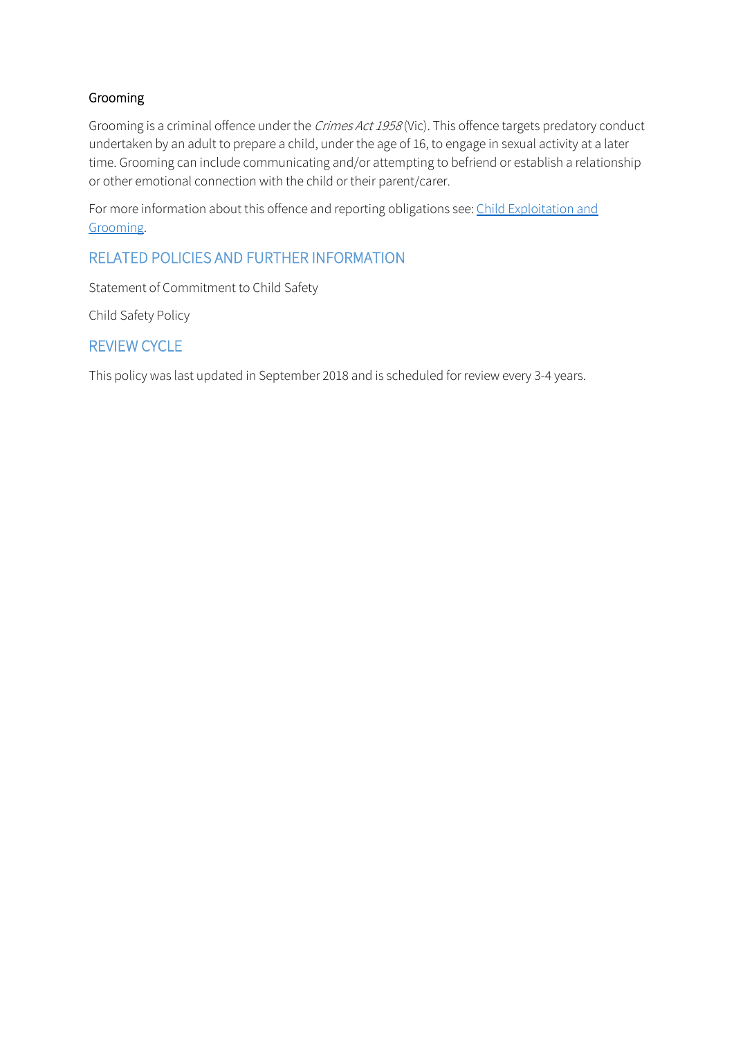### Grooming

Grooming is a criminal offence under the *Crimes Act 1958* (Vic). This offence targets predatory conduct undertaken by an adult to prepare a child, under the age of 16, to engage in sexual activity at a later time. Grooming can include communicating and/or attempting to befriend or establish a relationship or other emotional connection with the child or their parent/carer.

For more information about this offence and reporting obligations see: [Child Exploitation and Grooming](Child Exploitation and Grooming).

## RELATED POLICIES AND FURTHER INFORMATION

Statement of Commitment to Child Safety

Child Safety Policy

## REVIEW CYCLE

This policy was last updated in September 2018 and is scheduled for review every 3-4 years.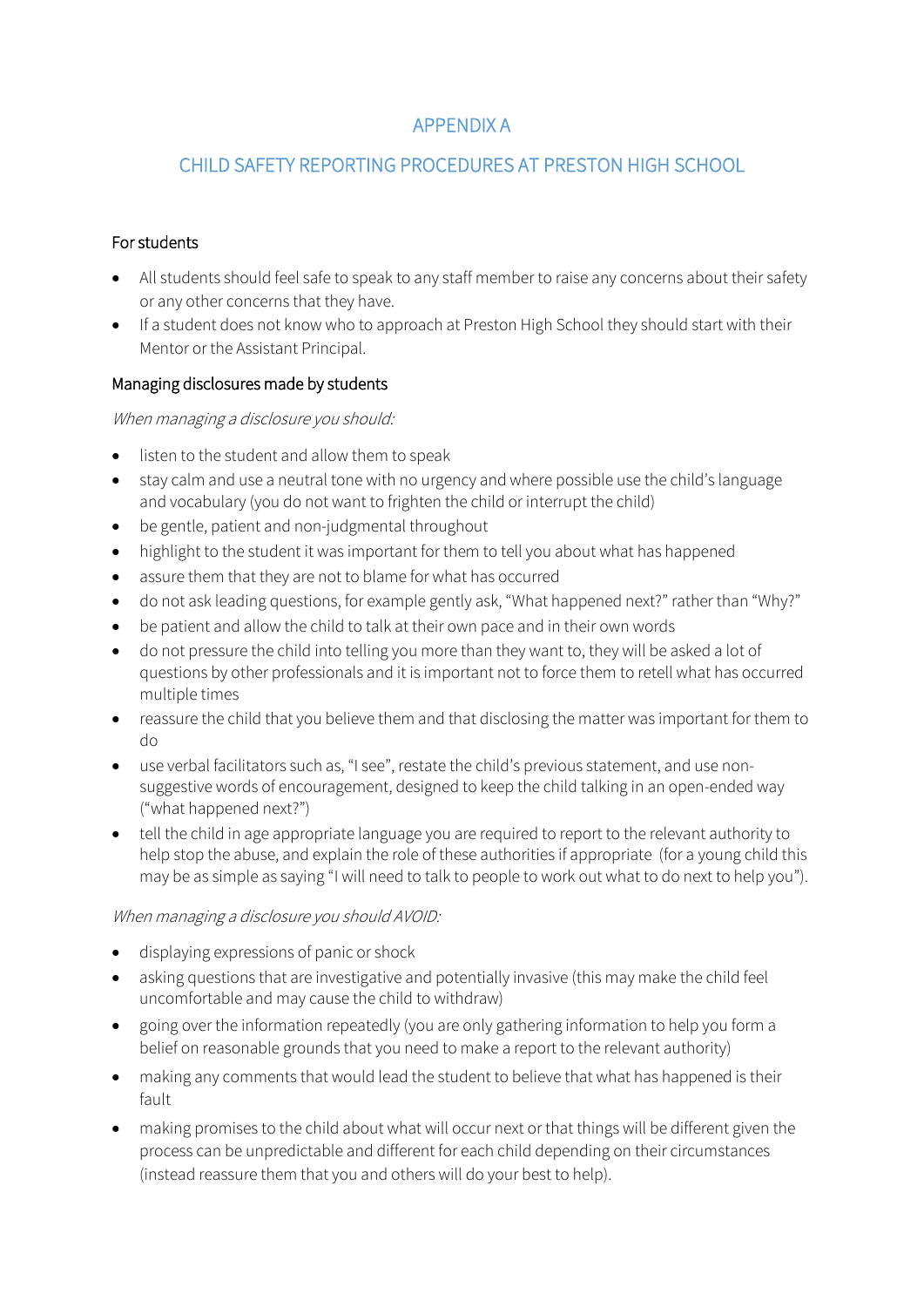# APPENDIX A

## CHILD SAFETY REPORTING PROCEDURES AT PRESTON HIGH SCHOOL

### For students

- All students should feel safe to speak to any staff member to raise any concerns about their safety or any other concerns that they have.
- If a student does not know who to approach at Preston High School they should start with their Mentor or the Assistant Principal.

### Managing disclosures made by students

*When managing a disclosure you should:*

- listen to the student and allow them to speak
- stay calm and use a neutral tone with no urgency and where possible use the child's language and vocabulary (you do not want to frighten the child or interrupt the child)
- be gentle, patient and non-judgmental throughout
- highlight to the student it was important for them to tell you about what has happened
- assure them that they are not to blame for what has occurred
- do not ask leading questions, for example gently ask, "What happened next?" rather than "Why?"
- be patient and allow the child to talk at their own pace and in their own words
- do not pressure the child into telling you more than they want to, they will be asked a lot of questions by other professionals and it is important not to force them to retell what has occurred multiple times
- reassure the child that you believe them and that disclosing the matter was important for them to do
- use verbal facilitators such as, "I see", restate the child's previous statement, and use non-suggestive words of encouragement, designed to keep the child talking in an open-ended way ("what happened next?")
- tell the child in age appropriate language you are required to report to the relevant authority to help stop the abuse, and explain the role of these authorities if appropriate (for a young child this may be as simple as saying "I will need to talk to people to work out what to do next to help you").

*When managing a disclosure you should AVOID:*

- displaying expressions of panic or shock
- asking questions that are investigative and potentially invasive (this may make the child feel uncomfortable and may cause the child to withdraw)
- going over the information repeatedly (you are only gathering information to help you form a belief on reasonable grounds that you need to make a report to the relevant authority)
- making any comments that would lead the student to believe that what has happened is their fault
- making promises to the child about what will occur next or that things will be different given the process can be unpredictable and different for each child depending on their circumstances (instead reassure them that you and others will do your best to help).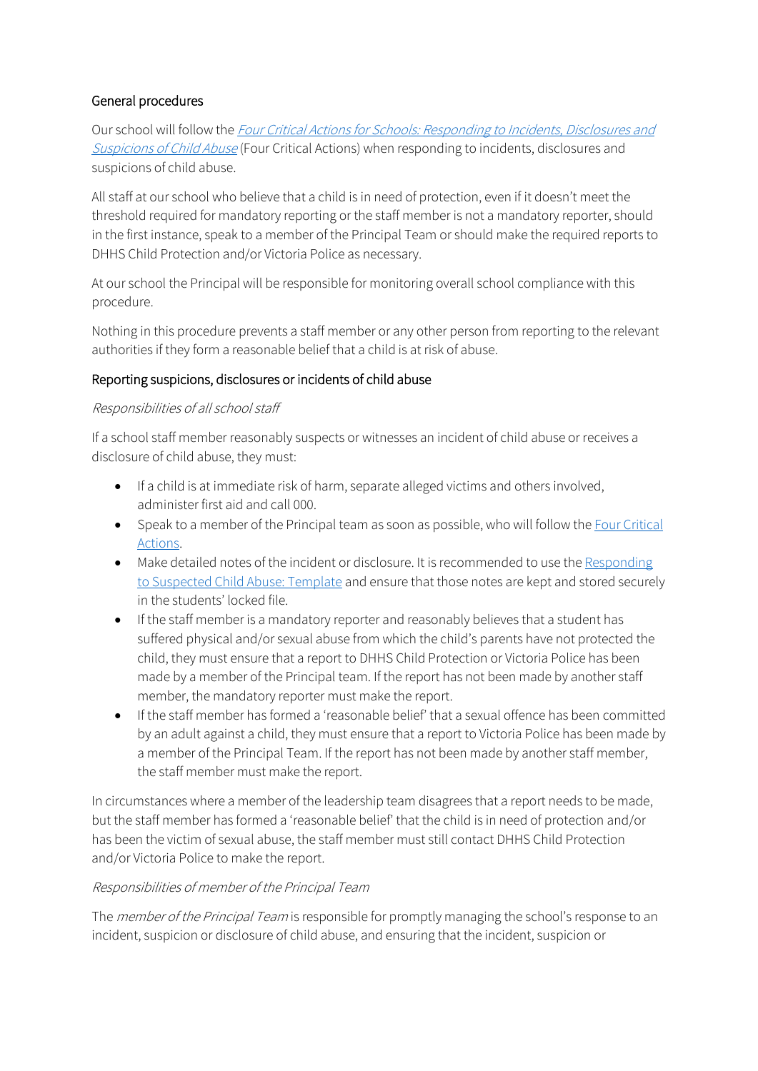## General procedures

Our school will follow the *[Four Critical Actions for Schools: Responding to Incidents, Disclosures and Suspicions of Child Abuse](#)* (Four Critical Actions) when responding to incidents, disclosures and suspicions of child abuse.

All staff at our school who believe that a child is in need of protection, even if it doesn't meet the threshold required for mandatory reporting or the staff member is not a mandatory reporter, should in the first instance, speak to a member of the Principal Team or should make the required reports to DHHS Child Protection and/or Victoria Police as necessary.

At our school the Principal will be responsible for monitoring overall school compliance with this procedure.

Nothing in this procedure prevents a staff member or any other person from reporting to the relevant authorities if they form a reasonable belief that a child is at risk of abuse.

## Reporting suspicions, disclosures or incidents of child abuse

### *Responsibilities of all school staff*

If a school staff member reasonably suspects or witnesses an incident of child abuse or receives a disclosure of child abuse, they must:

- If a child is at immediate risk of harm, separate alleged victims and others involved, administer first aid and call 000.
- Speak to a member of the Principal team as soon as possible, who will follow the [Four Critical Actions](#).
- Make detailed notes of the incident or disclosure. It is recommended to use the [Responding to Suspected Child Abuse: Template](#) and ensure that those notes are kept and stored securely in the students' locked file.
- If the staff member is a mandatory reporter and reasonably believes that a student has suffered physical and/or sexual abuse from which the child's parents have not protected the child, they must ensure that a report to DHHS Child Protection or Victoria Police has been made by a member of the Principal team. If the report has not been made by another staff member, the mandatory reporter must make the report.
- If the staff member has formed a 'reasonable belief' that a sexual offence has been committed by an adult against a child, they must ensure that a report to Victoria Police has been made by a member of the Principal Team. If the report has not been made by another staff member, the staff member must make the report.

In circumstances where a member of the leadership team disagrees that a report needs to be made, but the staff member has formed a 'reasonable belief' that the child is in need of protection and/or has been the victim of sexual abuse, the staff member must still contact DHHS Child Protection and/or Victoria Police to make the report.

### *Responsibilities of member of the Principal Team*

The *member of the Principal Team* is responsible for promptly managing the school's response to an incident, suspicion or disclosure of child abuse, and ensuring that the incident, suspicion or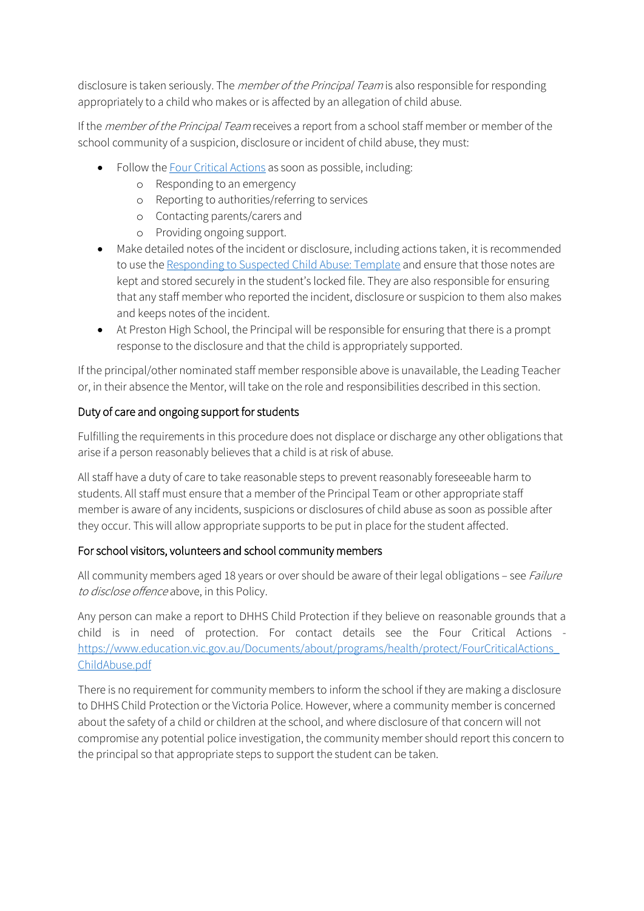disclosure is taken seriously. The *member of the Principal Team* is also responsible for responding appropriately to a child who makes or is affected by an allegation of child abuse.

If the *member of the Principal Team* receives a report from a school staff member or member of the school community of a suspicion, disclosure or incident of child abuse, they must:

- Follow the [Four Critical Actions](https://www.education.vic.gov.au/Documents/about/programs/health/protect/FourCriticalActions_ChildAbuse.pdf) as soon as possible, including:
  - Responding to an emergency
  - Reporting to authorities/referring to services
  - Contacting parents/carers and
  - Providing ongoing support.
- Make detailed notes of the incident or disclosure, including actions taken, it is recommended to use the Responding to Suspected Child Abuse: Template and ensure that those notes are kept and stored securely in the student's locked file. They are also responsible for ensuring that any staff member who reported the incident, disclosure or suspicion to them also makes and keeps notes of the incident.
- At Preston High School, the Principal will be responsible for ensuring that there is a prompt response to the disclosure and that the child is appropriately supported.

If the principal/other nominated staff member responsible above is unavailable, the Leading Teacher or, in their absence the Mentor, will take on the role and responsibilities described in this section.

### Duty of care and ongoing support for students

Fulfilling the requirements in this procedure does not displace or discharge any other obligations that arise if a person reasonably believes that a child is at risk of abuse.

All staff have a duty of care to take reasonable steps to prevent reasonably foreseeable harm to students. All staff must ensure that a member of the Principal Team or other appropriate staff member is aware of any incidents, suspicions or disclosures of child abuse as soon as possible after they occur. This will allow appropriate supports to be put in place for the student affected.

### For school visitors, volunteers and school community members

All community members aged 18 years or over should be aware of their legal obligations – see *Failure to disclose offence* above, in this Policy.

Any person can make a report to DHHS Child Protection if they believe on reasonable grounds that a child is in need of protection. For contact details see the Four Critical Actions - https://www.education.vic.gov.au/Documents/about/programs/health/protect/FourCriticalActions_ChildAbuse.pdf

There is no requirement for community members to inform the school if they are making a disclosure to DHHS Child Protection or the Victoria Police. However, where a community member is concerned about the safety of a child or children at the school, and where disclosure of that concern will not compromise any potential police investigation, the community member should report this concern to the principal so that appropriate steps to support the student can be taken.